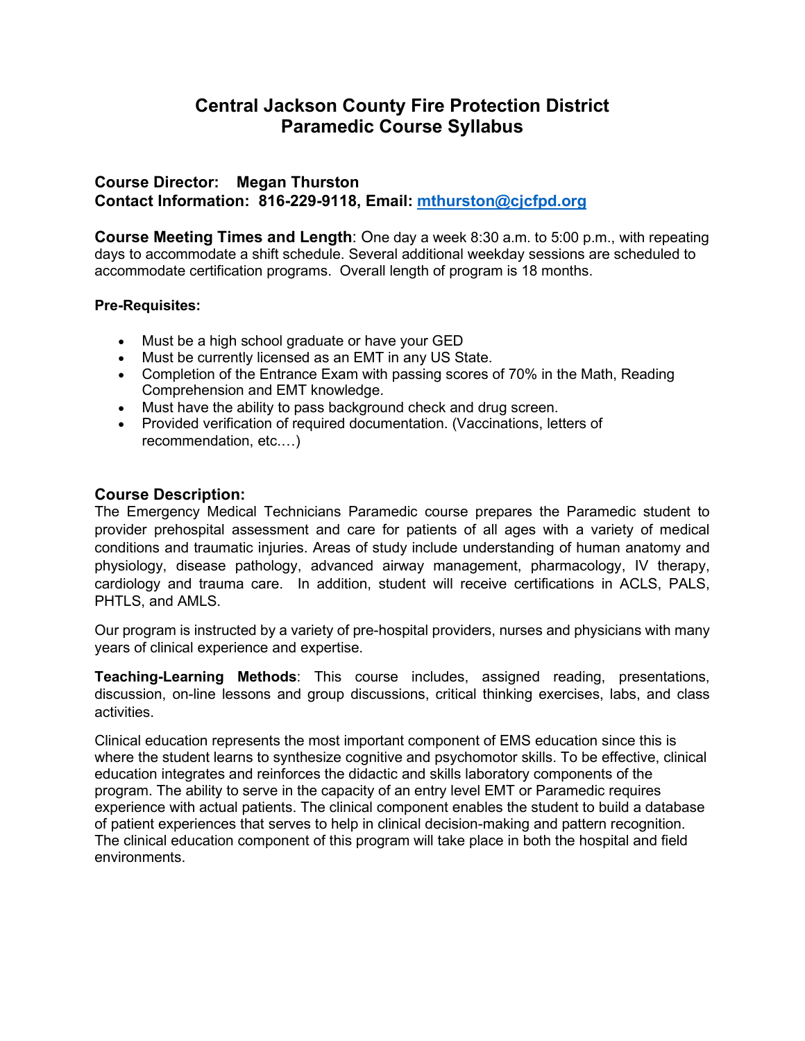# Central Jackson County Fire Protection District
# Paramedic Course Syllabus

**Course Director:** **Megan Thurston**
**Contact Information: 816-229-9118, Email: [mthurston@cjcfpd.org](mailto:mthurston@cjcfpd.org)**

**Course Meeting Times and Length**: One day a week 8:30 a.m. to 5:00 p.m., with repeating days to accommodate a shift schedule. Several additional weekday sessions are scheduled to accommodate certification programs. Overall length of program is 18 months.

**Pre-Requisites:**

- Must be a high school graduate or have your GED
- Must be currently licensed as an EMT in any US State.
- Completion of the Entrance Exam with passing scores of 70% in the Math, Reading Comprehension and EMT knowledge.
- Must have the ability to pass background check and drug screen.
- Provided verification of required documentation. (Vaccinations, letters of recommendation, etc.…)

## Course Description:

The Emergency Medical Technicians Paramedic course prepares the Paramedic student to provider prehospital assessment and care for patients of all ages with a variety of medical conditions and traumatic injuries. Areas of study include understanding of human anatomy and physiology, disease pathology, advanced airway management, pharmacology, IV therapy, cardiology and trauma care. In addition, student will receive certifications in ACLS, PALS, PHTLS, and AMLS.

Our program is instructed by a variety of pre-hospital providers, nurses and physicians with many years of clinical experience and expertise.

**Teaching-Learning Methods**: This course includes, assigned reading, presentations, discussion, on-line lessons and group discussions, critical thinking exercises, labs, and class activities.

Clinical education represents the most important component of EMS education since this is where the student learns to synthesize cognitive and psychomotor skills. To be effective, clinical education integrates and reinforces the didactic and skills laboratory components of the program. The ability to serve in the capacity of an entry level EMT or Paramedic requires experience with actual patients. The clinical component enables the student to build a database of patient experiences that serves to help in clinical decision-making and pattern recognition. The clinical education component of this program will take place in both the hospital and field environments.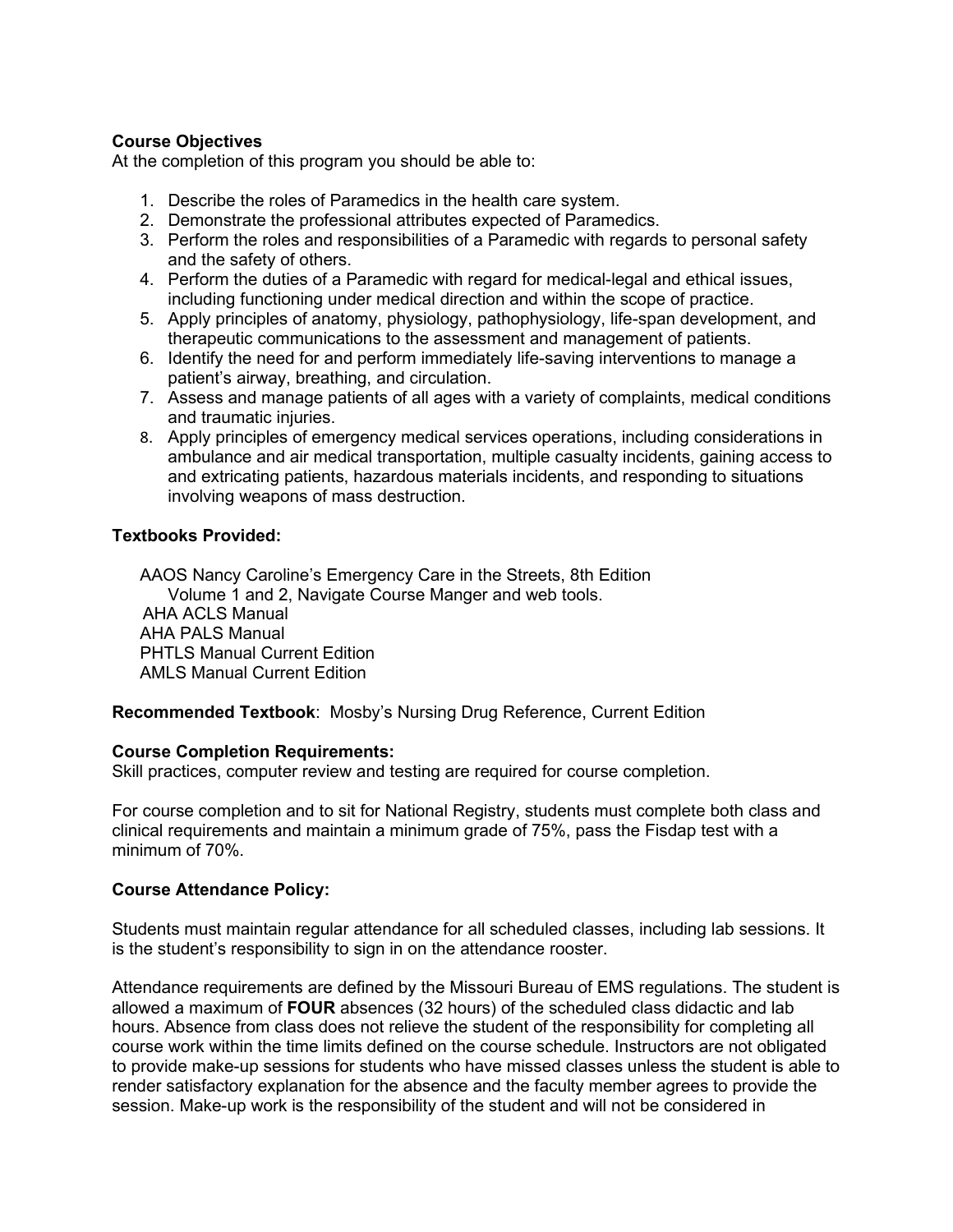**Course Objectives**

At the completion of this program you should be able to:

1. Describe the roles of Paramedics in the health care system.
2. Demonstrate the professional attributes expected of Paramedics.
3. Perform the roles and responsibilities of a Paramedic with regards to personal safety and the safety of others.
4. Perform the duties of a Paramedic with regard for medical-legal and ethical issues, including functioning under medical direction and within the scope of practice.
5. Apply principles of anatomy, physiology, pathophysiology, life-span development, and therapeutic communications to the assessment and management of patients.
6. Identify the need for and perform immediately life-saving interventions to manage a patient's airway, breathing, and circulation.
7. Assess and manage patients of all ages with a variety of complaints, medical conditions and traumatic injuries.
8. Apply principles of emergency medical services operations, including considerations in ambulance and air medical transportation, multiple casualty incidents, gaining access to and extricating patients, hazardous materials incidents, and responding to situations involving weapons of mass destruction.

**Textbooks Provided:**

AAOS Nancy Caroline's Emergency Care in the Streets, 8th Edition
Volume 1 and 2, Navigate Course Manger and web tools.
AHA ACLS Manual
AHA PALS Manual
PHTLS Manual Current Edition
AMLS Manual Current Edition

**Recommended Textbook**: Mosby's Nursing Drug Reference, Current Edition

**Course Completion Requirements:**

Skill practices, computer review and testing are required for course completion.

For course completion and to sit for National Registry, students must complete both class and clinical requirements and maintain a minimum grade of 75%, pass the Fisdap test with a minimum of 70%.

**Course Attendance Policy:**

Students must maintain regular attendance for all scheduled classes, including lab sessions. It is the student's responsibility to sign in on the attendance rooster.

Attendance requirements are defined by the Missouri Bureau of EMS regulations. The student is allowed a maximum of **FOUR** absences (32 hours) of the scheduled class didactic and lab hours. Absence from class does not relieve the student of the responsibility for completing all course work within the time limits defined on the course schedule. Instructors are not obligated to provide make-up sessions for students who have missed classes unless the student is able to render satisfactory explanation for the absence and the faculty member agrees to provide the session. Make-up work is the responsibility of the student and will not be considered in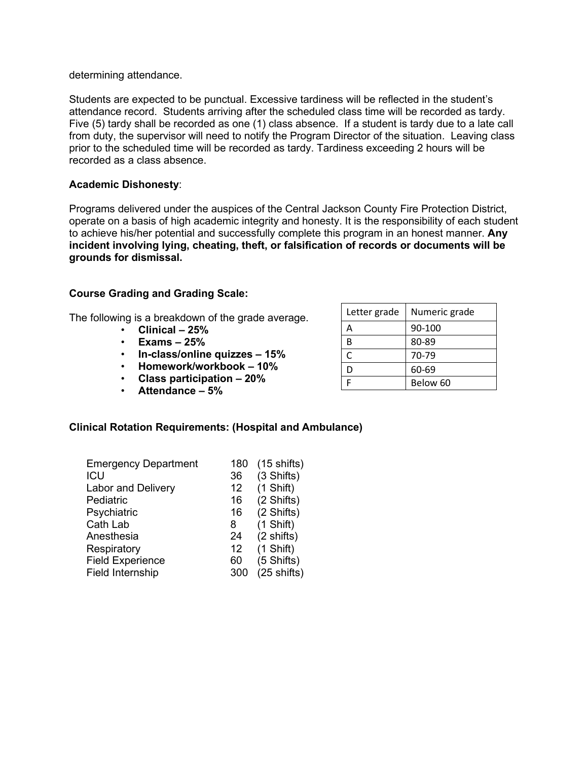determining attendance.

Students are expected to be punctual. Excessive tardiness will be reflected in the student's attendance record. Students arriving after the scheduled class time will be recorded as tardy. Five (5) tardy shall be recorded as one (1) class absence. If a student is tardy due to a late call from duty, the supervisor will need to notify the Program Director of the situation. Leaving class prior to the scheduled time will be recorded as tardy. Tardiness exceeding 2 hours will be recorded as a class absence.

**Academic Dishonesty**:

Programs delivered under the auspices of the Central Jackson County Fire Protection District, operate on a basis of high academic integrity and honesty. It is the responsibility of each student to achieve his/her potential and successfully complete this program in an honest manner. **Any incident involving lying, cheating, theft, or falsification of records or documents will be grounds for dismissal.**

**Course Grading and Grading Scale:**

The following is a breakdown of the grade average.

- **Clinical – 25%**
- **Exams – 25%**
- **In-class/online quizzes – 15%**
- **Homework/workbook – 10%**
- **Class participation – 20%**
- **Attendance – 5%**

| Letter grade | Numeric grade |
|---|---|
| A | 90-100 |
| B | 80-89 |
| C | 70-79 |
| D | 60-69 |
| F | Below 60 |

**Clinical Rotation Requirements: (Hospital and Ambulance)**

| | | |
|---|---|---|
| Emergency Department | 180 | (15 shifts) |
| ICU | 36 | (3 Shifts) |
| Labor and Delivery | 12 | (1 Shift) |
| Pediatric | 16 | (2 Shifts) |
| Psychiatric | 16 | (2 Shifts) |
| Cath Lab | 8 | (1 Shift) |
| Anesthesia | 24 | (2 shifts) |
| Respiratory | 12 | (1 Shift) |
| Field Experience | 60 | (5 Shifts) |
| Field Internship | 300 | (25 shifts) |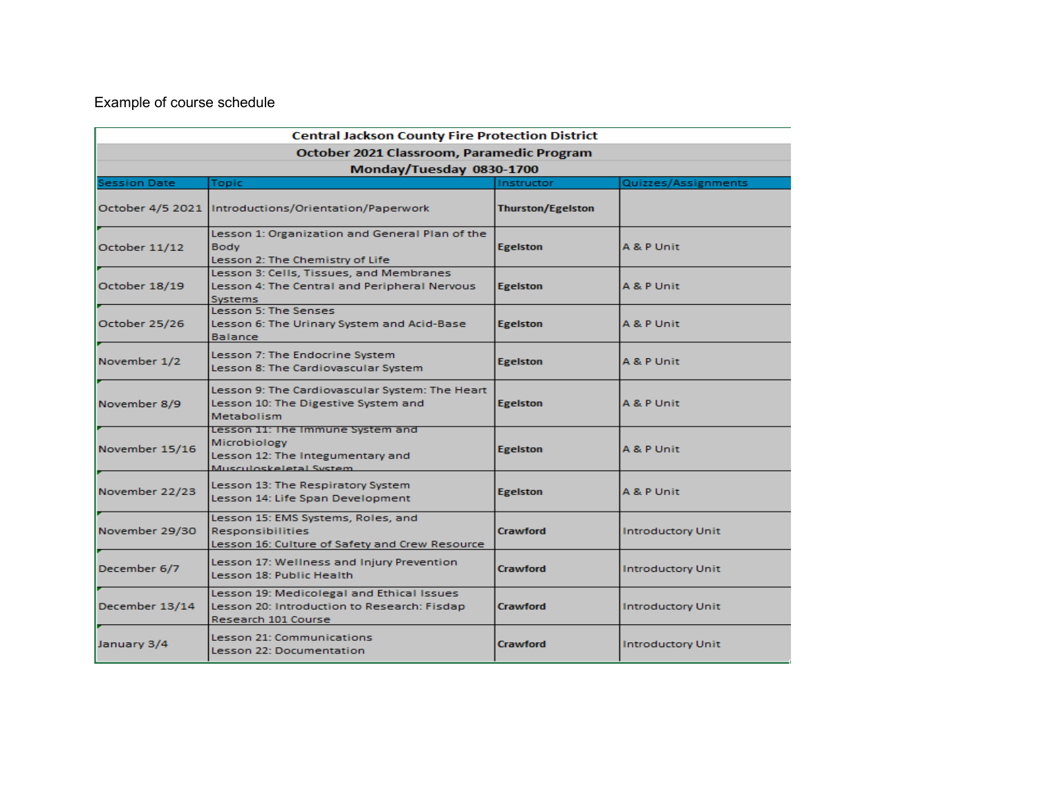Example of course schedule

| Central Jackson County Fire Protection District | | | |
|---|---|---|---|
| October 2021 Classroom, Paramedic Program | | | |
| Monday/Tuesday 0830-1700 | | | |
| Session Date | Topic | Instructor | Quizzes/Assignments |
| October 4/5 2021 | Introductions/Orientation/Paperwork | **Thurston/Egelston** | |
| October 11/12 | Lesson 1: Organization and General Plan of the Body<br>Lesson 2: The Chemistry of Life | **Egelston** | A & P Unit |
| October 18/19 | Lesson 3: Cells, Tissues, and Membranes<br>Lesson 4: The Central and Peripheral Nervous Systems | **Egelston** | A & P Unit |
| October 25/26 | Lesson 5: The Senses<br>Lesson 6: The Urinary System and Acid-Base Balance | **Egelston** | A & P Unit |
| November 1/2 | Lesson 7: The Endocrine System<br>Lesson 8: The Cardiovascular System | **Egelston** | A & P Unit |
| November 8/9 | Lesson 9: The Cardiovascular System: The Heart<br>Lesson 10: The Digestive System and Metabolism | **Egelston** | A & P Unit |
| November 15/16 | Lesson 11: The Immune System and Microbiology<br>Lesson 12: The Integumentary and Musculoskeletal System | **Egelston** | A & P Unit |
| November 22/23 | Lesson 13: The Respiratory System<br>Lesson 14: Life Span Development | **Egelston** | A & P Unit |
| November 29/30 | Lesson 15: EMS Systems, Roles, and Responsibilities<br>Lesson 16: Culture of Safety and Crew Resource | **Crawford** | Introductory Unit |
| December 6/7 | Lesson 17: Wellness and Injury Prevention<br>Lesson 18: Public Health | **Crawford** | Introductory Unit |
| December 13/14 | Lesson 19: Medicolegal and Ethical Issues<br>Lesson 20: Introduction to Research: Fisdap Research 101 Course | **Crawford** | Introductory Unit |
| January 3/4 | Lesson 21: Communications<br>Lesson 22: Documentation | **Crawford** | Introductory Unit |